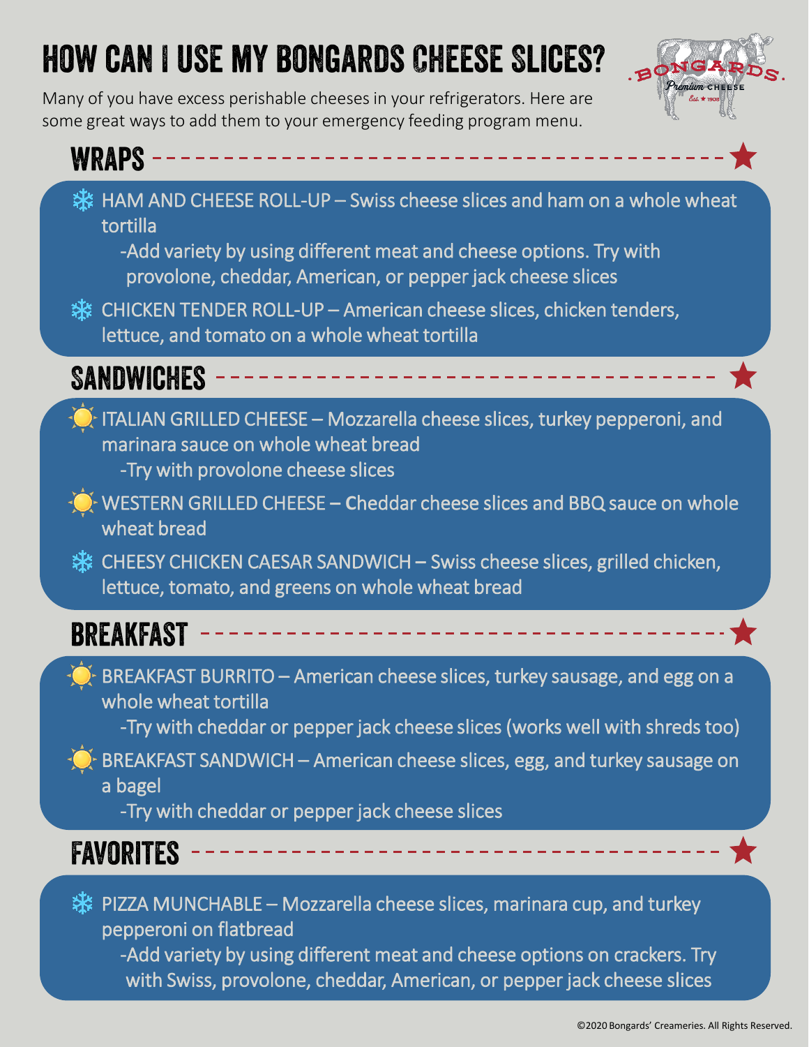# HOW CAN I USE MY BONGARDS CHEESE SLICES?

Many of you have excess perishable cheeses in your refrigerators. Here are some great ways to add them to your emergency feeding program menu.

## WRAPS

- ❄ HAM AND CHEESE ROLL-UP – Swiss cheese slices and ham on a whole wheat tortilla
  - -Add variety by using different meat and cheese options. Try with provolone, cheddar, American, or pepper jack cheese slices
- ❄ CHICKEN TENDER ROLL-UP – American cheese slices, chicken tenders, lettuce, and tomato on a whole wheat tortilla

## SANDWICHES

- ☀ ITALIAN GRILLED CHEESE – Mozzarella cheese slices, turkey pepperoni, and marinara sauce on whole wheat bread
  - -Try with provolone cheese slices
- ☀ WESTERN GRILLED CHEESE – Cheddar cheese slices and BBQ sauce on whole wheat bread
- ❄ CHEESY CHICKEN CAESAR SANDWICH – Swiss cheese slices, grilled chicken, lettuce, tomato, and greens on whole wheat bread

## BREAKFAST

- ☀ BREAKFAST BURRITO – American cheese slices, turkey sausage, and egg on a whole wheat tortilla
  - -Try with cheddar or pepper jack cheese slices (works well with shreds too)
- ☀ BREAKFAST SANDWICH – American cheese slices, egg, and turkey sausage on a bagel
  - -Try with cheddar or pepper jack cheese slices

## FAVORITES

- ❄ PIZZA MUNCHABLE – Mozzarella cheese slices, marinara cup, and turkey pepperoni on flatbread
  - -Add variety by using different meat and cheese options on crackers. Try with Swiss, provolone, cheddar, American, or pepper jack cheese slices

©2020 Bongards' Creameries. All Rights Reserved.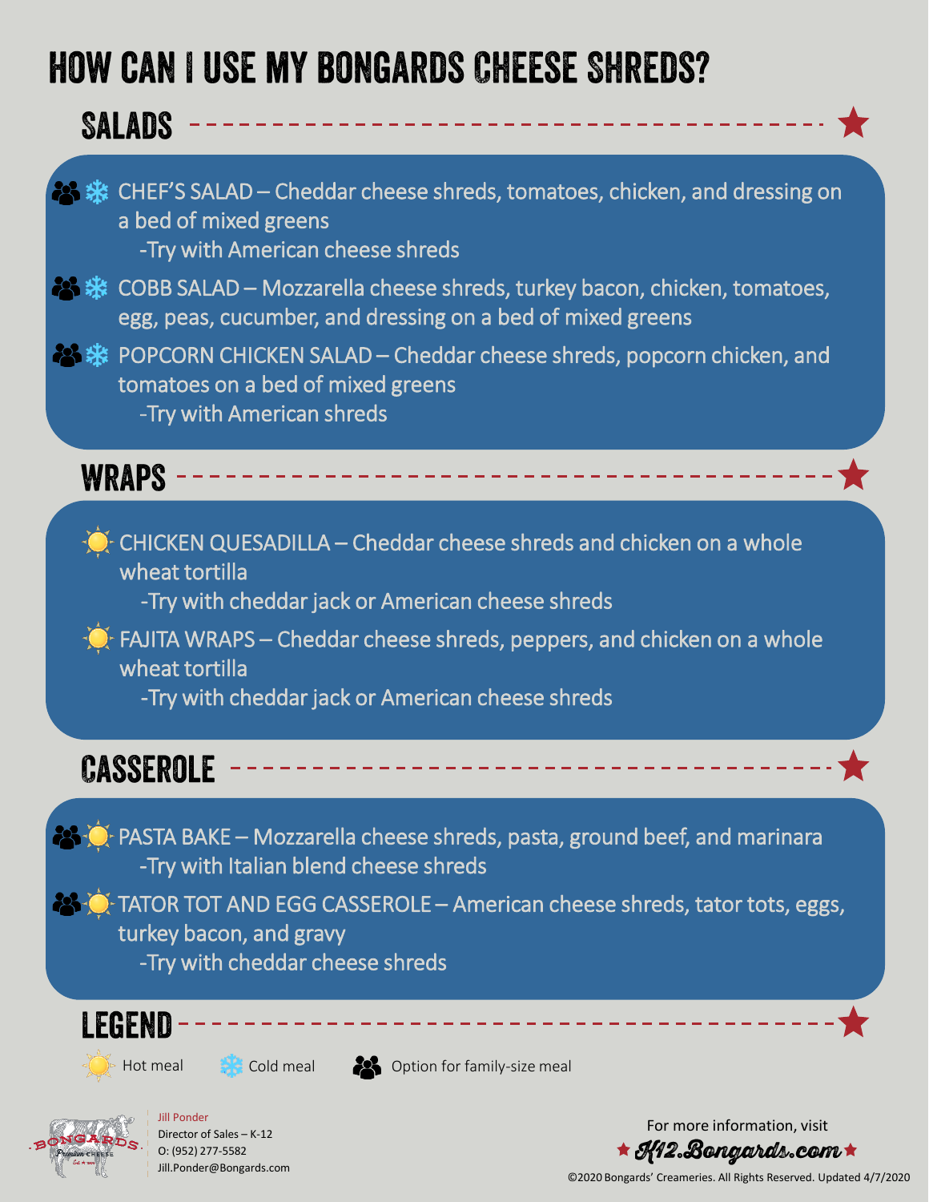# HOW CAN I USE MY BONGARDS CHEESE SHREDS?

## SALADS

- CHEF'S SALAD – Cheddar cheese shreds, tomatoes, chicken, and dressing on a bed of mixed greens
  - -Try with American cheese shreds
- COBB SALAD – Mozzarella cheese shreds, turkey bacon, chicken, tomatoes, egg, peas, cucumber, and dressing on a bed of mixed greens
- POPCORN CHICKEN SALAD – Cheddar cheese shreds, popcorn chicken, and tomatoes on a bed of mixed greens
  - -Try with American shreds

## WRAPS

- CHICKEN QUESADILLA – Cheddar cheese shreds and chicken on a whole wheat tortilla
  - -Try with cheddar jack or American cheese shreds
- FAJITA WRAPS – Cheddar cheese shreds, peppers, and chicken on a whole wheat tortilla
  - -Try with cheddar jack or American cheese shreds

## CASSEROLE

- PASTA BAKE – Mozzarella cheese shreds, pasta, ground beef, and marinara
  - -Try with Italian blend cheese shreds
- TATOR TOT AND EGG CASSEROLE – American cheese shreds, tator tots, eggs, turkey bacon, and gravy
  - -Try with cheddar cheese shreds

## LEGEND

Hot meal | Cold meal | Option for family-size meal

Jill Ponder
Director of Sales – K-12
O: (952) 277-5582
Jill.Ponder@Bongards.com

For more information, visit
K12.Bongards.com

©2020 Bongards' Creameries. All Rights Reserved. Updated 4/7/2020